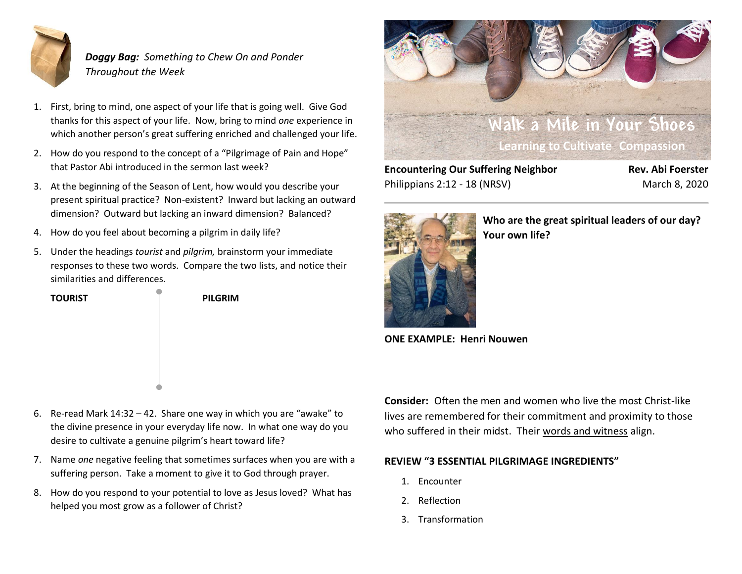***Doggy Bag:** Something to Chew On and Ponder Throughout the Week*

1. First, bring to mind, one aspect of your life that is going well. Give God thanks for this aspect of your life. Now, bring to mind *one* experience in which another person's great suffering enriched and challenged your life.
2. How do you respond to the concept of a "Pilgrimage of Pain and Hope" that Pastor Abi introduced in the sermon last week?
3. At the beginning of the Season of Lent, how would you describe your present spiritual practice? Non-existent? Inward but lacking an outward dimension? Outward but lacking an inward dimension? Balanced?
4. How do you feel about becoming a pilgrim in daily life?
5. Under the headings *tourist* and *pilgrim,* brainstorm your immediate responses to these two words. Compare the two lists, and notice their similarities and differences.

| TOURIST | PILGRIM |
|---|---|
| | |

6. Re-read Mark 14:32 – 42. Share one way in which you are "awake" to the divine presence in your everyday life now. In what one way do you desire to cultivate a genuine pilgrim's heart toward life?
7. Name *one* negative feeling that sometimes surfaces when you are with a suffering person. Take a moment to give it to God through prayer.
8. How do you respond to your potential to love as Jesus loved? What has helped you most grow as a follower of Christ?

# Walk a Mile in Your Shoes

## Learning to Cultivate Compassion

**Encountering Our Suffering Neighbor** — **Rev. Abi Foerster**

Philippians 2:12 - 18 (NRSV) — March 8, 2020

---

**Who are the great spiritual leaders of our day? Your own life?**

**ONE EXAMPLE: Henri Nouwen**

**Consider:** Often the men and women who live the most Christ-like lives are remembered for their commitment and proximity to those who suffered in their midst. Their words and witness align.

**REVIEW "3 ESSENTIAL PILGRIMAGE INGREDIENTS"**

1. Encounter
2. Reflection
3. Transformation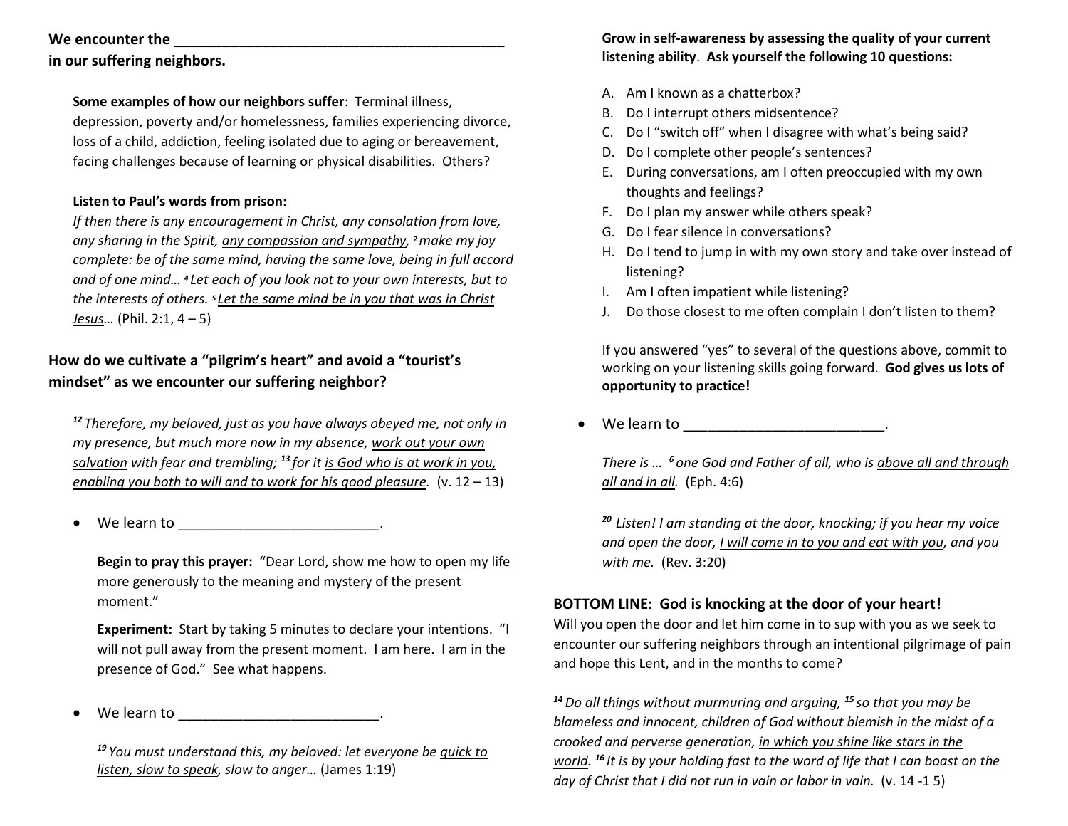**We encounter the \_\_\_\_\_\_\_\_\_\_\_\_\_\_\_\_\_\_\_\_\_\_\_\_\_\_\_\_\_\_\_\_\_\_\_\_\_\_\_\_\_\_\_ in our suffering neighbors.**

**Some examples of how our neighbors suffer**: Terminal illness, depression, poverty and/or homelessness, families experiencing divorce, loss of a child, addiction, feeling isolated due to aging or bereavement, facing challenges because of learning or physical disabilities. Others?

**Listen to Paul's words from prison:**

*If then there is any encouragement in Christ, any consolation from love, any sharing in the Spirit, <u>any compassion and sympathy</u>, [2] make my joy complete: be of the same mind, having the same love, being in full accord and of one mind… [4] Let each of you look not to your own interests, but to the interests of others. [5] <u>Let the same mind be in you that was in Christ Jesus</u>…* (Phil. 2:1, 4 – 5)

**How do we cultivate a "pilgrim's heart" and avoid a "tourist's mindset" as we encounter our suffering neighbor?**

*[12] Therefore, my beloved, just as you have always obeyed me, not only in my presence, but much more now in my absence, <u>work out your own salvation</u> with fear and trembling; [13] for it <u>is God who is at work in you, enabling you both to will and to work for his good pleasure</u>.* (v. 12 – 13)

- We learn to \_\_\_\_\_\_\_\_\_\_\_\_\_\_\_\_\_\_\_\_\_\_\_\_\_\_.

  **Begin to pray this prayer:** "Dear Lord, show me how to open my life more generously to the meaning and mystery of the present moment."

  **Experiment:** Start by taking 5 minutes to declare your intentions. "I will not pull away from the present moment. I am here. I am in the presence of God." See what happens.

- We learn to \_\_\_\_\_\_\_\_\_\_\_\_\_\_\_\_\_\_\_\_\_\_\_\_\_\_.

  *[19] You must understand this, my beloved: let everyone be <u>quick to listen, slow to speak</u>, slow to anger…* (James 1:19)

**Grow in self-awareness by assessing the quality of your current listening ability. Ask yourself the following 10 questions:**

A. Am I known as a chatterbox?
B. Do I interrupt others midsentence?
C. Do I "switch off" when I disagree with what's being said?
D. Do I complete other people's sentences?
E. During conversations, am I often preoccupied with my own thoughts and feelings?
F. Do I plan my answer while others speak?
G. Do I fear silence in conversations?
H. Do I tend to jump in with my own story and take over instead of listening?
I. Am I often impatient while listening?
J. Do those closest to me often complain I don't listen to them?

If you answered "yes" to several of the questions above, commit to working on your listening skills going forward. **God gives us lots of opportunity to practice!**

- We learn to \_\_\_\_\_\_\_\_\_\_\_\_\_\_\_\_\_\_\_\_\_\_\_\_\_\_.

  *There is … [6] one God and Father of all, who is <u>above all and through all and in all</u>.* (Eph. 4:6)

  *[20] Listen! I am standing at the door, knocking; if you hear my voice and open the door, <u>I will come in to you and eat with you</u>, and you with me.* (Rev. 3:20)

**BOTTOM LINE: God is knocking at the door of your heart!**

Will you open the door and let him come in to sup with you as we seek to encounter our suffering neighbors through an intentional pilgrimage of pain and hope this Lent, and in the months to come?

*[14] Do all things without murmuring and arguing, [15] so that you may be blameless and innocent, children of God without blemish in the midst of a crooked and perverse generation, <u>in which you shine like stars in the world</u>. [16] It is by your holding fast to the word of life that I can boast on the day of Christ that <u>I did not run in vain or labor in vain</u>.* (v. 14 -1 5)